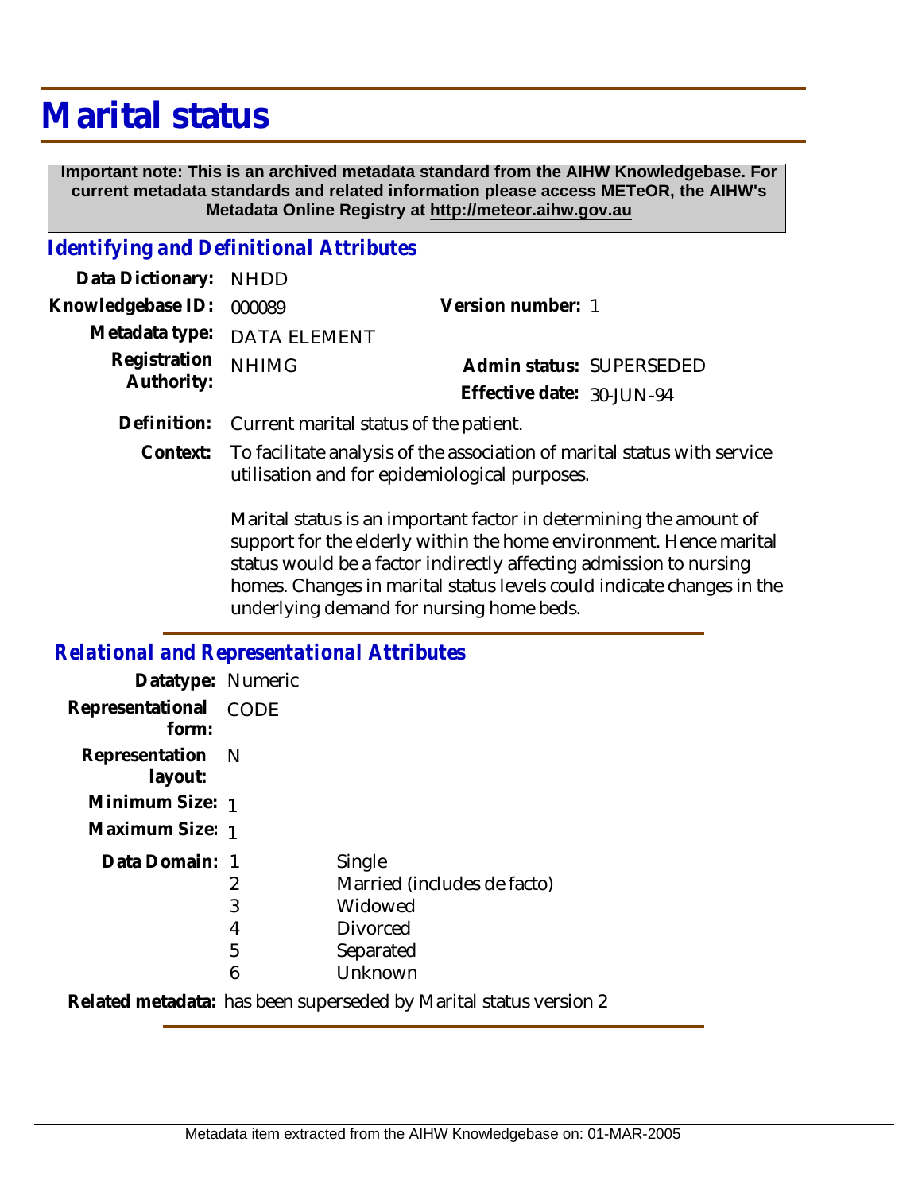# Marital status

**Important note: This is an archived metadata standard from the AIHW Knowledgebase. For current metadata standards and related information please access METeOR, the AIHW's Metadata Online Registry at http://meteor.aihw.gov.au**

## *Identifying and Definitional Attributes*

**Data Dictionary:** NHDD

**Knowledgebase ID:** 000089

**Version number:** 1

**Metadata type:** DATA ELEMENT

**Registration Authority:** NHIMG

**Admin status:** SUPERSEDED

**Effective date:** 30-JUN-94

**Definition:** Current marital status of the patient.

**Context:** To facilitate analysis of the association of marital status with service utilisation and for epidemiological purposes.

Marital status is an important factor in determining the amount of support for the elderly within the home environment. Hence marital status would be a factor indirectly affecting admission to nursing homes. Changes in marital status levels could indicate changes in the underlying demand for nursing home beds.

## *Relational and Representational Attributes*

**Datatype:** Numeric

**Representational form:** CODE

**Representation layout:** N

**Minimum Size:** 1

**Maximum Size:** 1

**Data Domain:**

| Code | Description |
|---|---|
| 1 | Single |
| 2 | Married (includes de facto) |
| 3 | Widowed |
| 4 | Divorced |
| 5 | Separated |
| 6 | Unknown |

**Related metadata:** has been superseded by Marital status version 2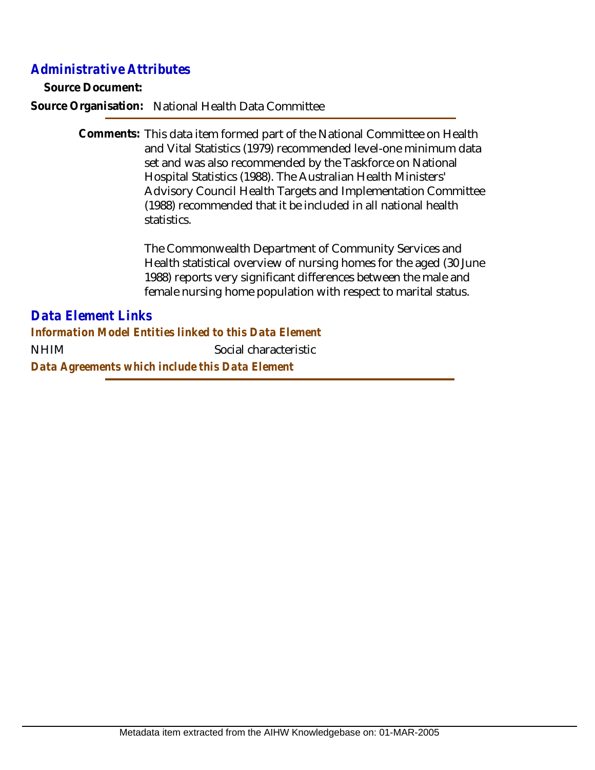## Administrative Attributes

**Source Document:**

**Source Organisation:** National Health Data Committee

**Comments:** This data item formed part of the National Committee on Health and Vital Statistics (1979) recommended level-one minimum data set and was also recommended by the Taskforce on National Hospital Statistics (1988). The Australian Health Ministers' Advisory Council Health Targets and Implementation Committee (1988) recommended that it be included in all national health statistics.

The Commonwealth Department of Community Services and Health statistical overview of nursing homes for the aged (30 June 1988) reports very significant differences between the male and female nursing home population with respect to marital status.

## Data Element Links

### Information Model Entities linked to this Data Element

| | |
|---|---|
| NHIM | Social characteristic |

### Data Agreements which include this Data Element

Metadata item extracted from the AIHW Knowledgebase on: 01-MAR-2005